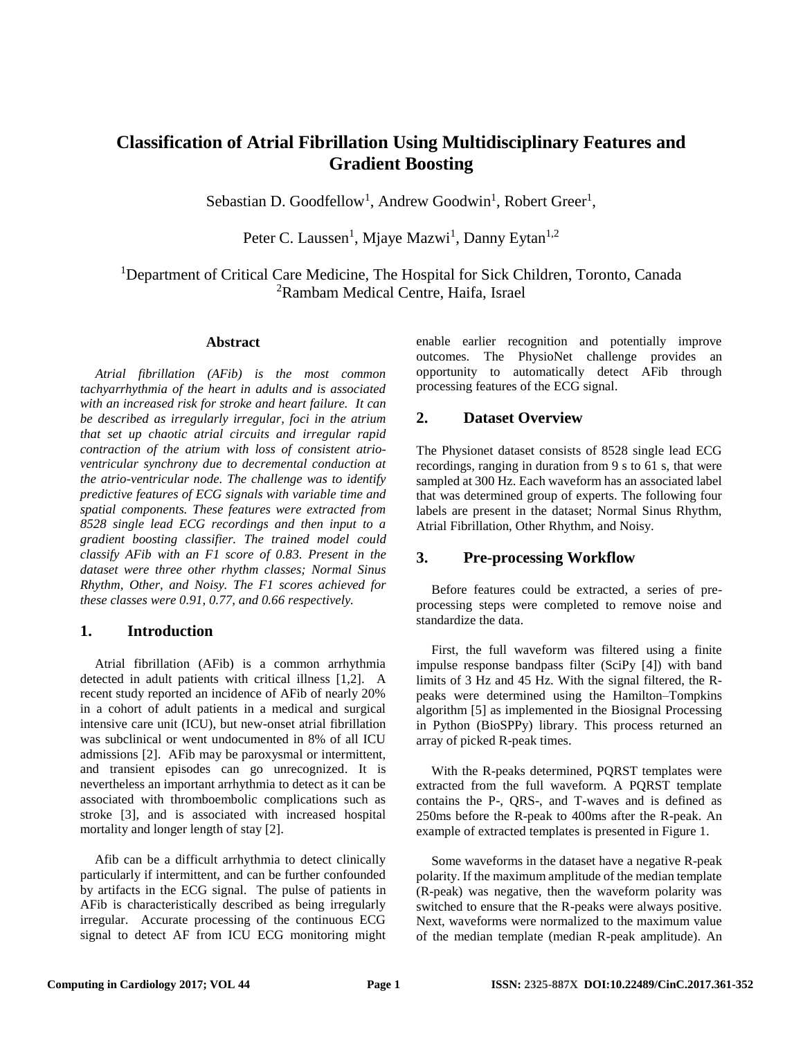# Classification of Atrial Fibrillation Using Multidisciplinary Features and Gradient Boosting

Sebastian D. Goodfellow[1], Andrew Goodwin[1], Robert Greer[1],

Peter C. Laussen[1], Mjaye Mazwi[1], Danny Eytan[1,2]

[1]Department of Critical Care Medicine, The Hospital for Sick Children, Toronto, Canada
[2]Rambam Medical Centre, Haifa, Israel

### Abstract

*Atrial fibrillation (AFib) is the most common tachyarrhythmia of the heart in adults and is associated with an increased risk for stroke and heart failure. It can be described as irregularly irregular, foci in the atrium that set up chaotic atrial circuits and irregular rapid contraction of the atrium with loss of consistent atrio-ventricular synchrony due to decremental conduction at the atrio-ventricular node. The challenge was to identify predictive features of ECG signals with variable time and spatial components. These features were extracted from 8528 single lead ECG recordings and then input to a gradient boosting classifier. The trained model could classify AFib with an F1 score of 0.83. Present in the dataset were three other rhythm classes; Normal Sinus Rhythm, Other, and Noisy. The F1 scores achieved for these classes were 0.91, 0.77, and 0.66 respectively.*

## 1. Introduction

Atrial fibrillation (AFib) is a common arrhythmia detected in adult patients with critical illness [1,2]. A recent study reported an incidence of AFib of nearly 20% in a cohort of adult patients in a medical and surgical intensive care unit (ICU), but new-onset atrial fibrillation was subclinical or went undocumented in 8% of all ICU admissions [2]. AFib may be paroxysmal or intermittent, and transient episodes can go unrecognized. It is nevertheless an important arrhythmia to detect as it can be associated with thromboembolic complications such as stroke [3], and is associated with increased hospital mortality and longer length of stay [2].

Afib can be a difficult arrhythmia to detect clinically particularly if intermittent, and can be further confounded by artifacts in the ECG signal. The pulse of patients in AFib is characteristically described as being irregularly irregular. Accurate processing of the continuous ECG signal to detect AF from ICU ECG monitoring might enable earlier recognition and potentially improve outcomes. The PhysioNet challenge provides an opportunity to automatically detect AFib through processing features of the ECG signal.

## 2. Dataset Overview

The Physionet dataset consists of 8528 single lead ECG recordings, ranging in duration from 9 s to 61 s, that were sampled at 300 Hz. Each waveform has an associated label that was determined group of experts. The following four labels are present in the dataset; Normal Sinus Rhythm, Atrial Fibrillation, Other Rhythm, and Noisy.

## 3. Pre-processing Workflow

Before features could be extracted, a series of pre-processing steps were completed to remove noise and standardize the data.

First, the full waveform was filtered using a finite impulse response bandpass filter (SciPy [4]) with band limits of 3 Hz and 45 Hz. With the signal filtered, the R-peaks were determined using the Hamilton–Tompkins algorithm [5] as implemented in the Biosignal Processing in Python (BioSPPy) library. This process returned an array of picked R-peak times.

With the R-peaks determined, PQRST templates were extracted from the full waveform. A PQRST template contains the P-, QRS-, and T-waves and is defined as 250ms before the R-peak to 400ms after the R-peak. An example of extracted templates is presented in Figure 1.

Some waveforms in the dataset have a negative R-peak polarity. If the maximum amplitude of the median template (R-peak) was negative, then the waveform polarity was switched to ensure that the R-peaks were always positive. Next, waveforms were normalized to the maximum value of the median template (median R-peak amplitude). An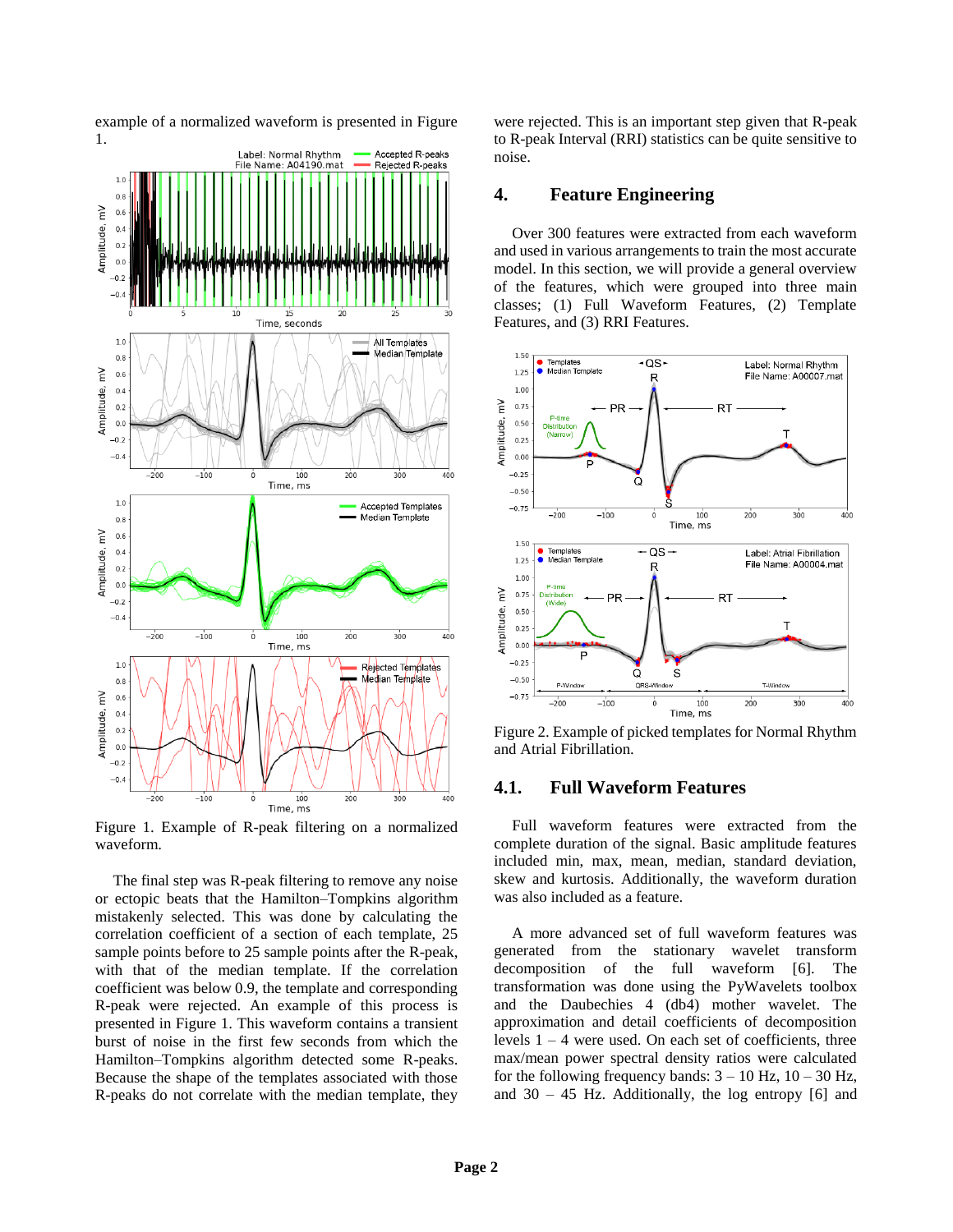example of a normalized waveform is presented in Figure 1.

Figure 1. Example of R-peak filtering on a normalized waveform.

The final step was R-peak filtering to remove any noise or ectopic beats that the Hamilton–Tompkins algorithm mistakenly selected. This was done by calculating the correlation coefficient of a section of each template, 25 sample points before to 25 sample points after the R-peak, with that of the median template. If the correlation coefficient was below 0.9, the template and corresponding R-peak were rejected. An example of this process is presented in Figure 1. This waveform contains a transient burst of noise in the first few seconds from which the Hamilton–Tompkins algorithm detected some R-peaks. Because the shape of the templates associated with those R-peaks do not correlate with the median template, they were rejected. This is an important step given that R-peak to R-peak Interval (RRI) statistics can be quite sensitive to noise.

## 4. Feature Engineering

Over 300 features were extracted from each waveform and used in various arrangements to train the most accurate model. In this section, we will provide a general overview of the features, which were grouped into three main classes; (1) Full Waveform Features, (2) Template Features, and (3) RRI Features.

Figure 2. Example of picked templates for Normal Rhythm and Atrial Fibrillation.

### 4.1. Full Waveform Features

Full waveform features were extracted from the complete duration of the signal. Basic amplitude features included min, max, mean, median, standard deviation, skew and kurtosis. Additionally, the waveform duration was also included as a feature.

A more advanced set of full waveform features was generated from the stationary wavelet transform decomposition of the full waveform [6]. The transformation was done using the PyWavelets toolbox and the Daubechies 4 (db4) mother wavelet. The approximation and detail coefficients of decomposition levels 1 – 4 were used. On each set of coefficients, three max/mean power spectral density ratios were calculated for the following frequency bands: 3 – 10 Hz, 10 – 30 Hz, and 30 – 45 Hz. Additionally, the log entropy [6] and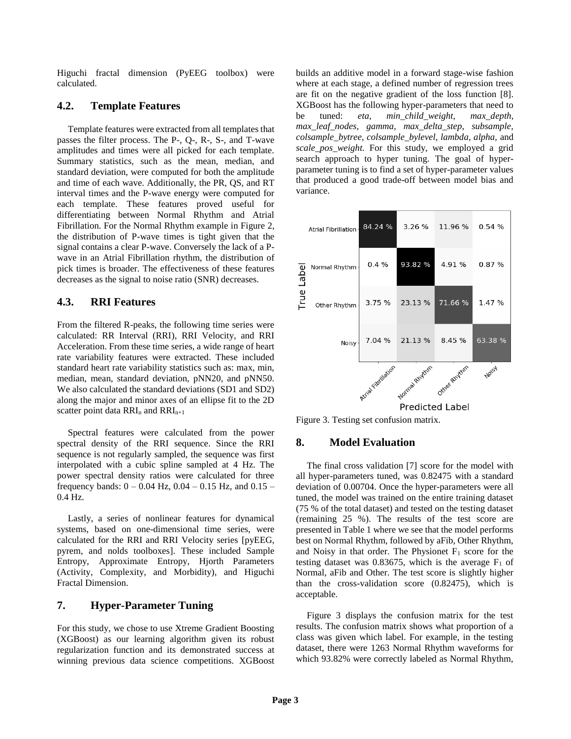Higuchi fractal dimension (PyEEG toolbox) were calculated.

## 4.2. Template Features

Template features were extracted from all templates that passes the filter process. The P-, Q-, R-, S-, and T-wave amplitudes and times were all picked for each template. Summary statistics, such as the mean, median, and standard deviation, were computed for both the amplitude and time of each wave. Additionally, the PR, QS, and RT interval times and the P-wave energy were computed for each template. These features proved useful for differentiating between Normal Rhythm and Atrial Fibrillation. For the Normal Rhythm example in Figure 2, the distribution of P-wave times is tight given that the signal contains a clear P-wave. Conversely the lack of a P-wave in an Atrial Fibrillation rhythm, the distribution of pick times is broader. The effectiveness of these features decreases as the signal to noise ratio (SNR) decreases.

## 4.3. RRI Features

From the filtered R-peaks, the following time series were calculated: RR Interval (RRI), RRI Velocity, and RRI Acceleration. From these time series, a wide range of heart rate variability features were extracted. These included standard heart rate variability statistics such as: max, min, median, mean, standard deviation, pNN20, and pNN50. We also calculated the standard deviations (SD1 and SD2) along the major and minor axes of an ellipse fit to the 2D scatter point data $RRI_n$ and $RRI_{n+1}$

Spectral features were calculated from the power spectral density of the RRI sequence. Since the RRI sequence is not regularly sampled, the sequence was first interpolated with a cubic spline sampled at 4 Hz. The power spectral density ratios were calculated for three frequency bands: 0 – 0.04 Hz, 0.04 – 0.15 Hz, and 0.15 – 0.4 Hz.

Lastly, a series of nonlinear features for dynamical systems, based on one-dimensional time series, were calculated for the RRI and RRI Velocity series [pyEEG, pyrem, and nolds toolboxes]. These included Sample Entropy, Approximate Entropy, Hjorth Parameters (Activity, Complexity, and Morbidity), and Higuchi Fractal Dimension.

## 7. Hyper-Parameter Tuning

For this study, we chose to use Xtreme Gradient Boosting (XGBoost) as our learning algorithm given its robust regularization function and its demonstrated success at winning previous data science competitions. XGBoost builds an additive model in a forward stage-wise fashion where at each stage, a defined number of regression trees are fit on the negative gradient of the loss function [8]. XGBoost has the following hyper-parameters that need to be tuned: *eta, min_child_weight, max_depth, max_leaf_nodes, gamma, max_delta_step, subsample, colsample_bytree, colsample_bylevel, lambda, alpha,* and *scale_pos_weight.* For this study, we employed a grid search approach to hyper tuning. The goal of hyper-parameter tuning is to find a set of hyper-parameter values that produced a good trade-off between model bias and variance.

| True Label \ Predicted Label | Atrial Fibrillation | Normal Rhythm | Other Rhythm | Noisy |
|---|---|---|---|---|
| Atrial Fibrillation | 84.24 % | 3.26 % | 11.96 % | 0.54 % |
| Normal Rhythm | 0.4 % | 93.82 % | 4.91 % | 0.87 % |
| Other Rhythm | 3.75 % | 23.13 % | 71.66 % | 1.47 % |
| Noisy | 7.04 % | 21.13 % | 8.45 % | 63.38 % |

Figure 3. Testing set confusion matrix.

## 8. Model Evaluation

The final cross validation [7] score for the model with all hyper-parameters tuned, was 0.82475 with a standard deviation of 0.00704. Once the hyper-parameters were all tuned, the model was trained on the entire training dataset (75 % of the total dataset) and tested on the testing dataset (remaining 25 %). The results of the test score are presented in Table 1 where we see that the model performs best on Normal Rhythm, followed by aFib, Other Rhythm, and Noisy in that order. The Physionet $F_1$ score for the testing dataset was 0.83675, which is the average $F_1$ of Normal, aFib and Other. The test score is slightly higher than the cross-validation score (0.82475), which is acceptable.

Figure 3 displays the confusion matrix for the test results. The confusion matrix shows what proportion of a class was given which label. For example, in the testing dataset, there were 1263 Normal Rhythm waveforms for which 93.82% were correctly labeled as Normal Rhythm,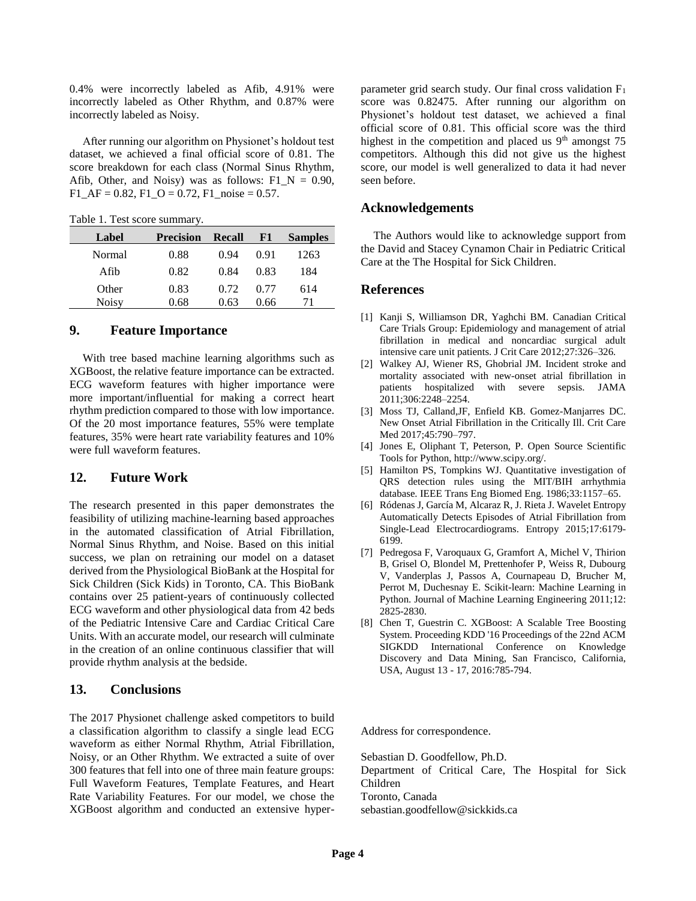0.4% were incorrectly labeled as Afib, 4.91% were incorrectly labeled as Other Rhythm, and 0.87% were incorrectly labeled as Noisy.

After running our algorithm on Physionet's holdout test dataset, we achieved a final official score of 0.81. The score breakdown for each class (Normal Sinus Rhythm, Afib, Other, and Noisy) was as follows: F1_N = 0.90, F1_AF = 0.82, F1_O = 0.72, F1_noise = 0.57.

Table 1. Test score summary.

| Label | Precision | Recall | F1 | Samples |
|---|---|---|---|---|
| Normal | 0.88 | 0.94 | 0.91 | 1263 |
| Afib | 0.82 | 0.84 | 0.83 | 184 |
| Other | 0.83 | 0.72 | 0.77 | 614 |
| Noisy | 0.68 | 0.63 | 0.66 | 71 |

## 9. Feature Importance

With tree based machine learning algorithms such as XGBoost, the relative feature importance can be extracted. ECG waveform features with higher importance were more important/influential for making a correct heart rhythm prediction compared to those with low importance. Of the 20 most importance features, 55% were template features, 35% were heart rate variability features and 10% were full waveform features.

## 12. Future Work

The research presented in this paper demonstrates the feasibility of utilizing machine-learning based approaches in the automated classification of Atrial Fibrillation, Normal Sinus Rhythm, and Noise. Based on this initial success, we plan on retraining our model on a dataset derived from the Physiological BioBank at the Hospital for Sick Children (Sick Kids) in Toronto, CA. This BioBank contains over 25 patient-years of continuously collected ECG waveform and other physiological data from 42 beds of the Pediatric Intensive Care and Cardiac Critical Care Units. With an accurate model, our research will culminate in the creation of an online continuous classifier that will provide rhythm analysis at the bedside.

## 13. Conclusions

The 2017 Physionet challenge asked competitors to build a classification algorithm to classify a single lead ECG waveform as either Normal Rhythm, Atrial Fibrillation, Noisy, or an Other Rhythm. We extracted a suite of over 300 features that fell into one of three main feature groups: Full Waveform Features, Template Features, and Heart Rate Variability Features. For our model, we chose the XGBoost algorithm and conducted an extensive hyper-parameter grid search study. Our final cross validation $F_1$ score was 0.82475. After running our algorithm on Physionet's holdout test dataset, we achieved a final official score of 0.81. This official score was the third highest in the competition and placed us 9th amongst 75 competitors. Although this did not give us the highest score, our model is well generalized to data it had never seen before.

## Acknowledgements

The Authors would like to acknowledge support from the David and Stacey Cynamon Chair in Pediatric Critical Care at the The Hospital for Sick Children.

## References

[1] Kanji S, Williamson DR, Yaghchi BM. Canadian Critical Care Trials Group: Epidemiology and management of atrial fibrillation in medical and noncardiac surgical adult intensive care unit patients. J Crit Care 2012;27:326–326.

[2] Walkey AJ, Wiener RS, Ghobrial JM. Incident stroke and mortality associated with new-onset atrial fibrillation in patients hospitalized with severe sepsis. JAMA 2011;306:2248–2254.

[3] Moss TJ, Calland,JF, Enfield KB. Gomez-Manjarres DC. New Onset Atrial Fibrillation in the Critically Ill. Crit Care Med 2017;45:790–797.

[4] Jones E, Oliphant T, Peterson, P. Open Source Scientific Tools for Python, http://www.scipy.org/.

[5] Hamilton PS, Tompkins WJ. Quantitative investigation of QRS detection rules using the MIT/BIH arrhythmia database. IEEE Trans Eng Biomed Eng. 1986;33:1157–65.

[6] Ródenas J, García M, Alcaraz R, J. Rieta J. Wavelet Entropy Automatically Detects Episodes of Atrial Fibrillation from Single-Lead Electrocardiograms. Entropy 2015;17:6179-6199.

[7] Pedregosa F, Varoquaux G, Gramfort A, Michel V, Thirion B, Grisel O, Blondel M, Prettenhofer P, Weiss R, Dubourg V, Vanderplas J, Passos A, Cournapeau D, Brucher M, Perrot M, Duchesnay E. Scikit-learn: Machine Learning in Python. Journal of Machine Learning Engineering 2011;12: 2825-2830.

[8] Chen T, Guestrin C. XGBoost: A Scalable Tree Boosting System. Proceeding KDD '16 Proceedings of the 22nd ACM SIGKDD International Conference on Knowledge Discovery and Data Mining, San Francisco, California, USA, August 13 - 17, 2016:785-794.

Address for correspondence.

Sebastian D. Goodfellow, Ph.D.
Department of Critical Care, The Hospital for Sick Children
Toronto, Canada
sebastian.goodfellow@sickkids.ca